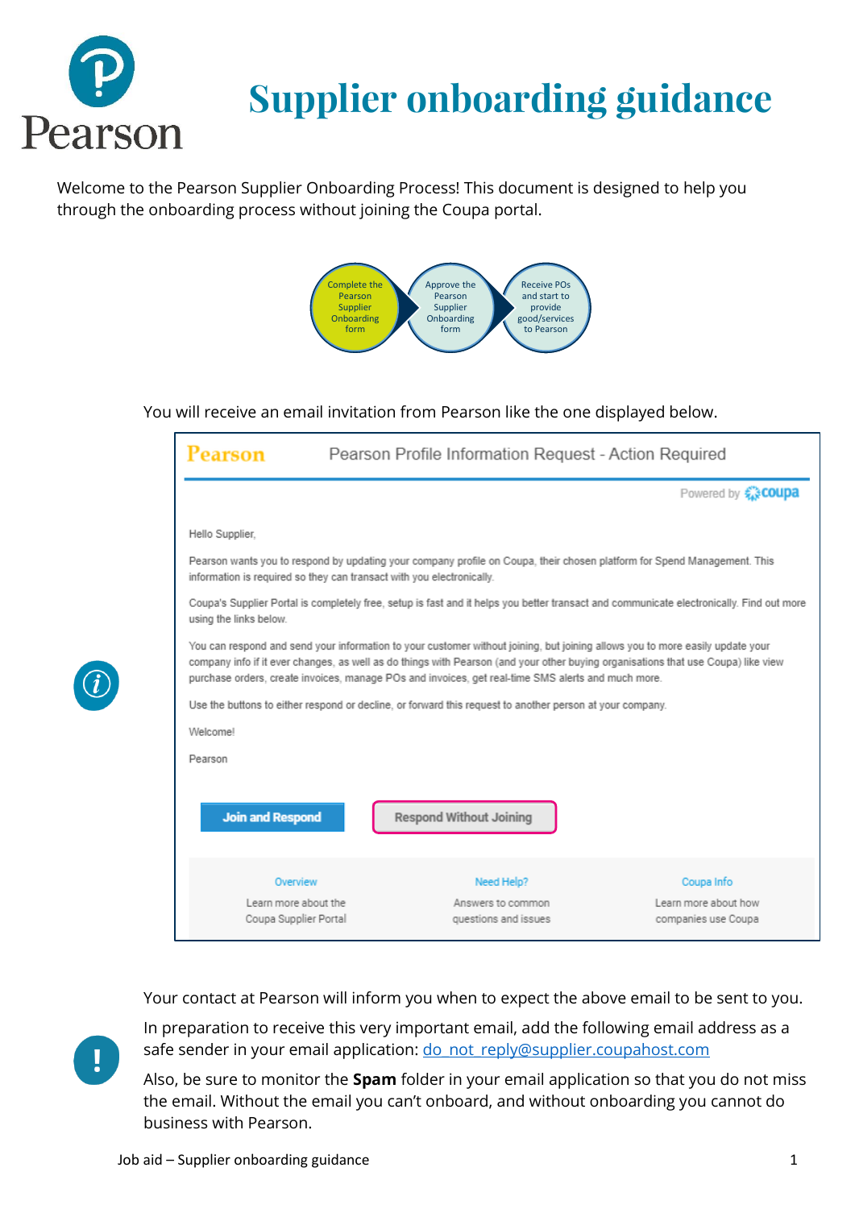# Supplier onboarding guidance

Welcome to the Pearson Supplier Onboarding Process! This document is designed to help you through the onboarding process without joining the Coupa portal.

Complete the Pearson Supplier Onboarding form → Approve the Pearson Supplier Onboarding form → Receive POs and start to provide good/services to Pearson

You will receive an email invitation from Pearson like the one displayed below.

**Pearson** — Pearson Profile Information Request - Action Required

Powered by coupa

Hello Supplier,

Pearson wants you to respond by updating your company profile on Coupa, their chosen platform for Spend Management. This information is required so they can transact with you electronically.

Coupa's Supplier Portal is completely free, setup is fast and it helps you better transact and communicate electronically. Find out more using the links below.

You can respond and send your information to your customer without joining, but joining allows you to more easily update your company info if it ever changes, as well as do things with Pearson (and your other buying organisations that use Coupa) like view purchase orders, create invoices, manage POs and invoices, get real-time SMS alerts and much more.

Use the buttons to either respond or decline, or forward this request to another person at your company.

Welcome!

Pearson

**Join and Respond** | **Respond Without Joining**

| Overview | Need Help? | Coupa Info |
|---|---|---|
| Learn more about the Coupa Supplier Portal | Answers to common questions and issues | Learn more about how companies use Coupa |

Your contact at Pearson will inform you when to expect the above email to be sent to you.

In preparation to receive this very important email, add the following email address as a safe sender in your email application: do_not_reply@supplier.coupahost.com

Also, be sure to monitor the **Spam** folder in your email application so that you do not miss the email. Without the email you can't onboard, and without onboarding you cannot do business with Pearson.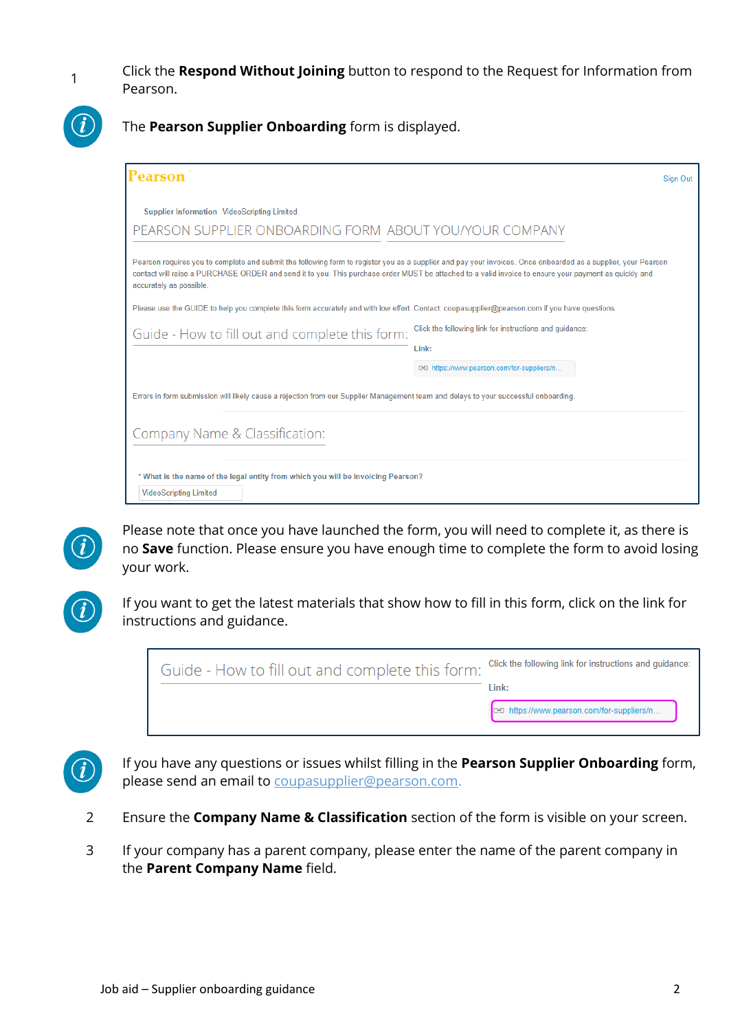1. Click the **Respond Without Joining** button to respond to the Request for Information from Pearson.

The **Pearson Supplier Onboarding** form is displayed.

Please note that once you have launched the form, you will need to complete it, as there is no **Save** function. Please ensure you have enough time to complete the form to avoid losing your work.

If you want to get the latest materials that show how to fill in this form, click on the link for instructions and guidance.

If you have any questions or issues whilst filling in the **Pearson Supplier Onboarding** form, please send an email to coupasupplier@pearson.com.

2. Ensure the **Company Name & Classification** section of the form is visible on your screen.

3. If your company has a parent company, please enter the name of the parent company in the **Parent Company Name** field.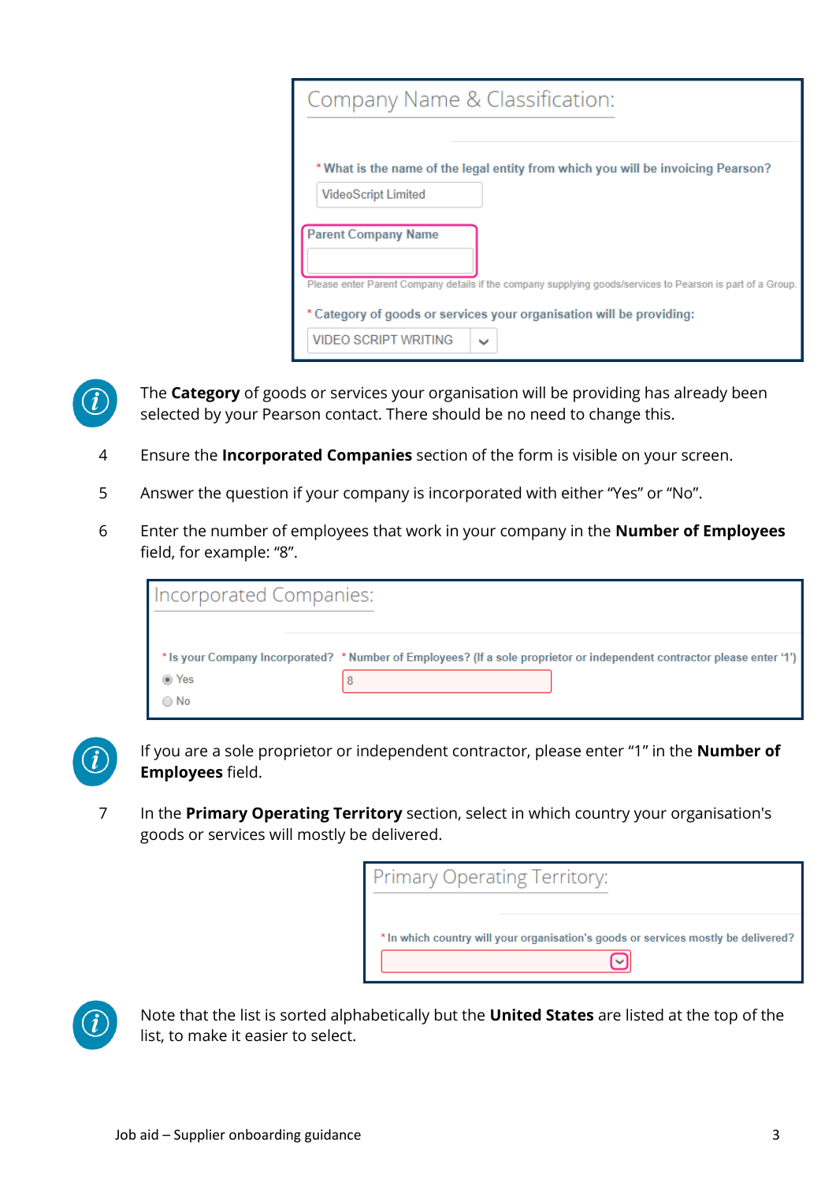Company Name & Classification:

* What is the name of the legal entity from which you will be invoicing Pearson?

VideoScript Limited

Parent Company Name

Please enter Parent Company details if the company supplying goods/services to Pearson is part of a Group.

* Category of goods or services your organisation will be providing:

VIDEO SCRIPT WRITING

The **Category** of goods or services your organisation will be providing has already been selected by your Pearson contact. There should be no need to change this.

4. Ensure the **Incorporated Companies** section of the form is visible on your screen.
5. Answer the question if your company is incorporated with either "Yes" or "No".
6. Enter the number of employees that work in your company in the **Number of Employees** field, for example: "8".

Incorporated Companies:

* Is your Company Incorporated? * Number of Employees? (If a sole proprietor or independent contractor please enter '1')

Yes 8

No

If you are a sole proprietor or independent contractor, please enter "1" in the **Number of Employees** field.

7. In the **Primary Operating Territory** section, select in which country your organisation's goods or services will mostly be delivered.

Primary Operating Territory:

* In which country will your organisation's goods or services mostly be delivered?

Note that the list is sorted alphabetically but the **United States** are listed at the top of the list, to make it easier to select.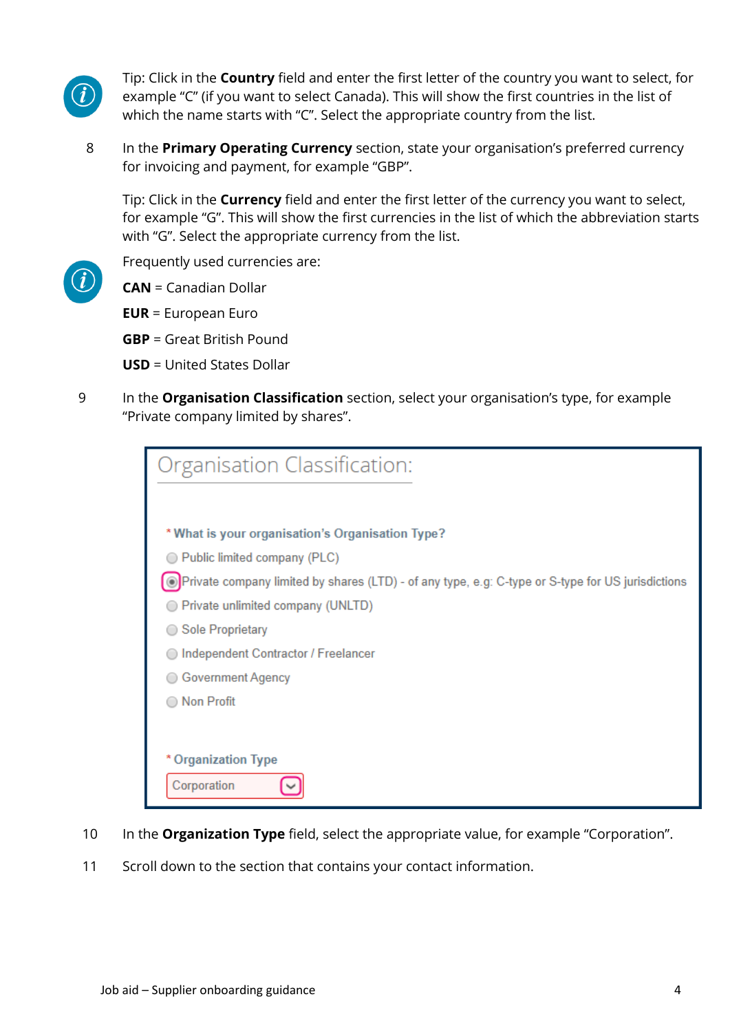Tip: Click in the **Country** field and enter the first letter of the country you want to select, for example "C" (if you want to select Canada). This will show the first countries in the list of which the name starts with "C". Select the appropriate country from the list.

8. In the **Primary Operating Currency** section, state your organisation's preferred currency for invoicing and payment, for example "GBP".

   Tip: Click in the **Currency** field and enter the first letter of the currency you want to select, for example "G". This will show the first currencies in the list of which the abbreviation starts with "G". Select the appropriate currency from the list.

   Frequently used currencies are:

   **CAN** = Canadian Dollar

   **EUR** = European Euro

   **GBP** = Great British Pound

   **USD** = United States Dollar

9. In the **Organisation Classification** section, select your organisation's type, for example "Private company limited by shares".

10. In the **Organization Type** field, select the appropriate value, for example "Corporation".

11. Scroll down to the section that contains your contact information.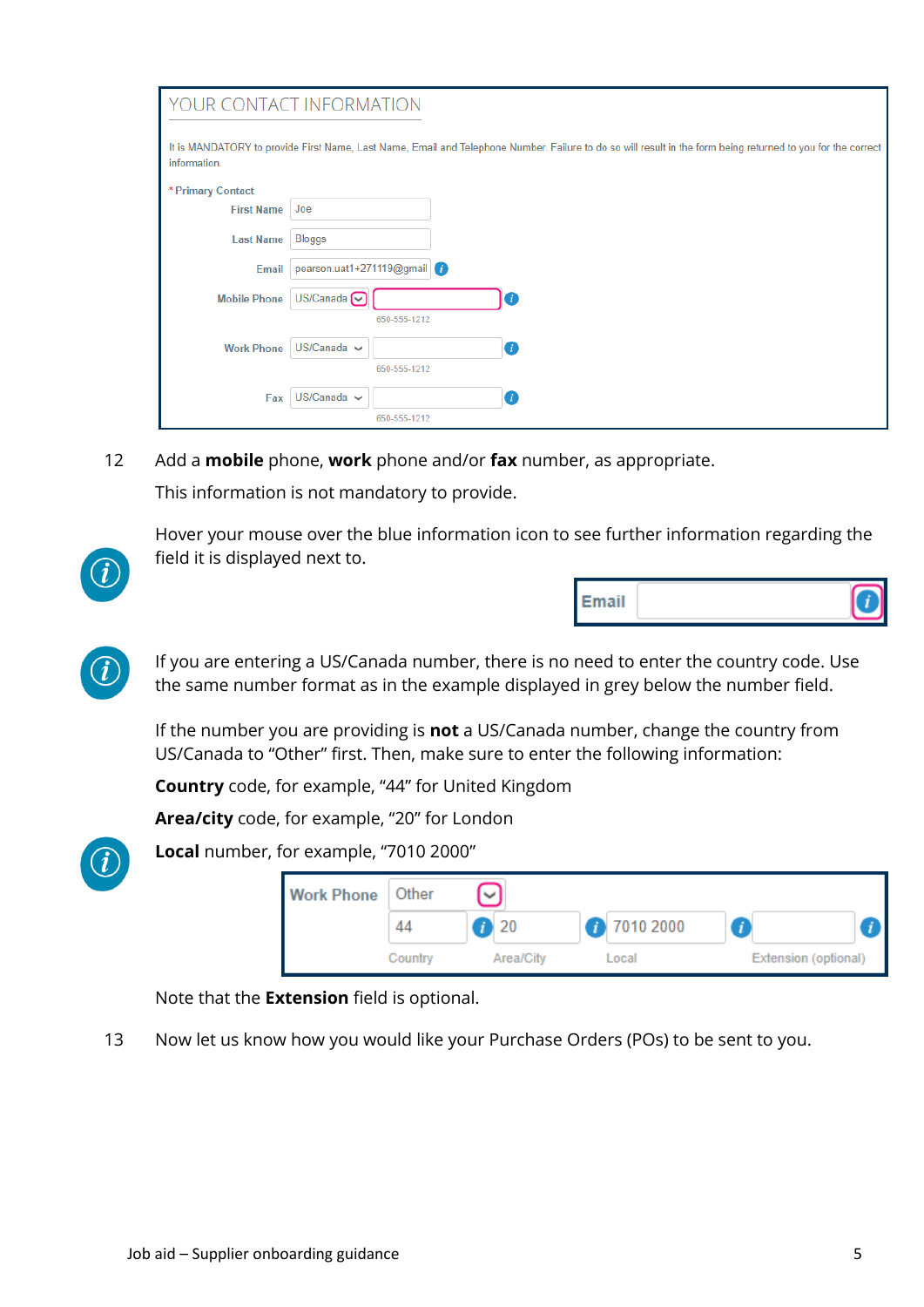YOUR CONTACT INFORMATION

It is MANDATORY to provide First Name, Last Name, Email and Telephone Number. Failure to do so will result in the form being returned to you for the correct information.

\* Primary Contact

First Name: Joe

Last Name: Bloggs

Email: pearson.uat1+271119@gmail

Mobile Phone: US/Canada — 650-555-1212

Work Phone: US/Canada — 650-555-1212

Fax: US/Canada — 650-555-1212

12 Add a **mobile** phone, **work** phone and/or **fax** number, as appropriate.

This information is not mandatory to provide.

Hover your mouse over the blue information icon to see further information regarding the field it is displayed next to.

Email

If you are entering a US/Canada number, there is no need to enter the country code. Use the same number format as in the example displayed in grey below the number field.

If the number you are providing is **not** a US/Canada number, change the country from US/Canada to "Other" first. Then, make sure to enter the following information:

**Country** code, for example, "44" for United Kingdom

**Area/city** code, for example, "20" for London

**Local** number, for example, "7010 2000"

Work Phone: Other

| Country | Area/City | Local | Extension (optional) |
|---|---|---|---|
| 44 | 20 | 7010 2000 | |

Note that the **Extension** field is optional.

13 Now let us know how you would like your Purchase Orders (POs) to be sent to you.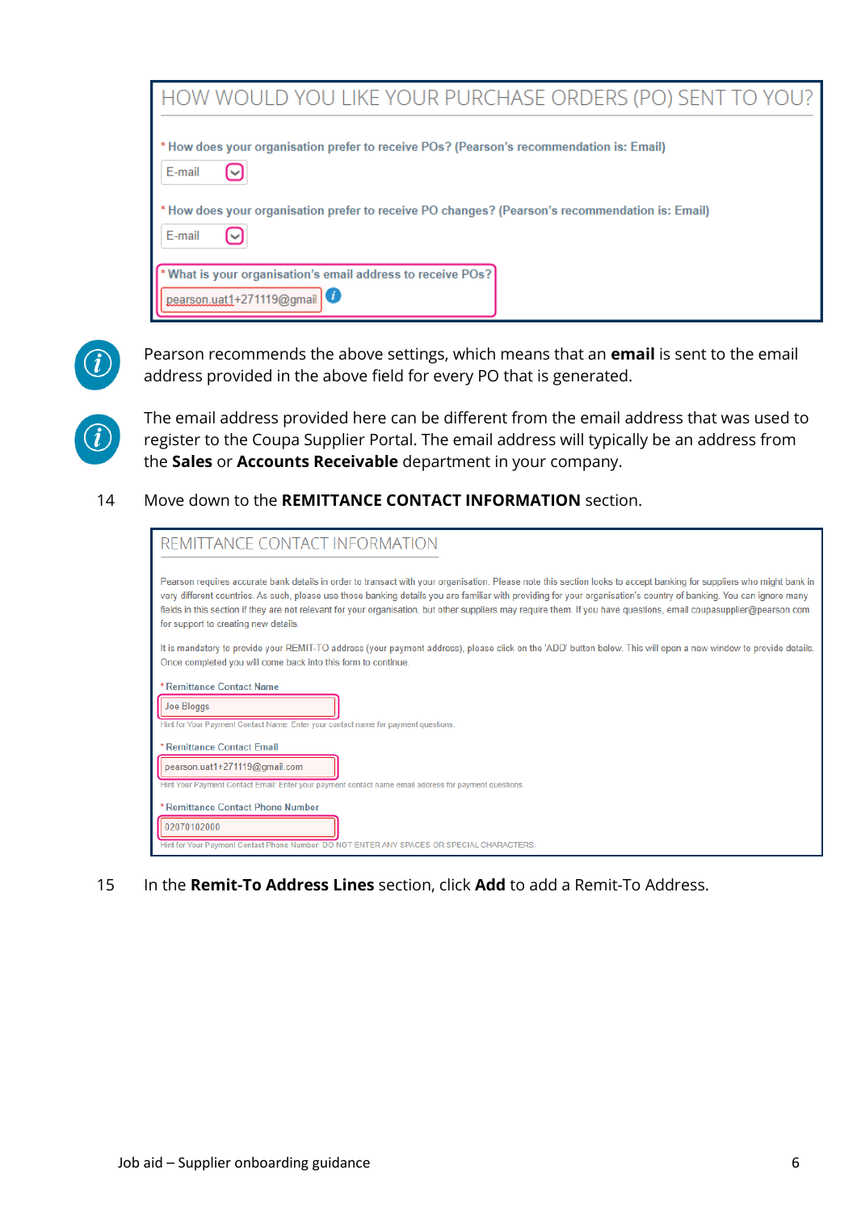## HOW WOULD YOU LIKE YOUR PURCHASE ORDERS (PO) SENT TO YOU?

\* How does your organisation prefer to receive POs? (Pearson's recommendation is: Email)

E-mail

\* How does your organisation prefer to receive PO changes? (Pearson's recommendation is: Email)

E-mail

\* What is your organisation's email address to receive POs?

pearson.uat1+271119@gmail

Pearson recommends the above settings, which means that an **email** is sent to the email address provided in the above field for every PO that is generated.

The email address provided here can be different from the email address that was used to register to the Coupa Supplier Portal. The email address will typically be an address from the **Sales** or **Accounts Receivable** department in your company.

14 Move down to the **REMITTANCE CONTACT INFORMATION** section.

## REMITTANCE CONTACT INFORMATION

Pearson requires accurate bank details in order to transact with your organisation. Please note this section looks to accept banking for suppliers who might bank in very different countries. As such, please use those banking details you are familiar with providing for your organisation's country of banking. You can ignore many fields in this section if they are not relevant for your organisation, but other suppliers may require them. If you have questions, email coupasupplier@pearson.com for support to creating new details.

It is mandatory to provide your REMIT-TO address (your payment address), please click on the 'ADD' button below. This will open a new window to provide details. Once completed you will come back into this form to continue.

\* Remittance Contact Name

Joe Bloggs

Hint for Your Payment Contact Name. Enter your contact name for payment questions.

\* Remittance Contact Email

pearson.uat1+271119@gmail.com

Hint Your Payment Contact Email: Enter your payment contact name email address for payment questions

\* Remittance Contact Phone Number

02070102000

Hint for Your Payment Contact Phone Number. DO NOT ENTER ANY SPACES OR SPECIAL CHARACTERS.

15 In the **Remit-To Address Lines** section, click **Add** to add a Remit-To Address.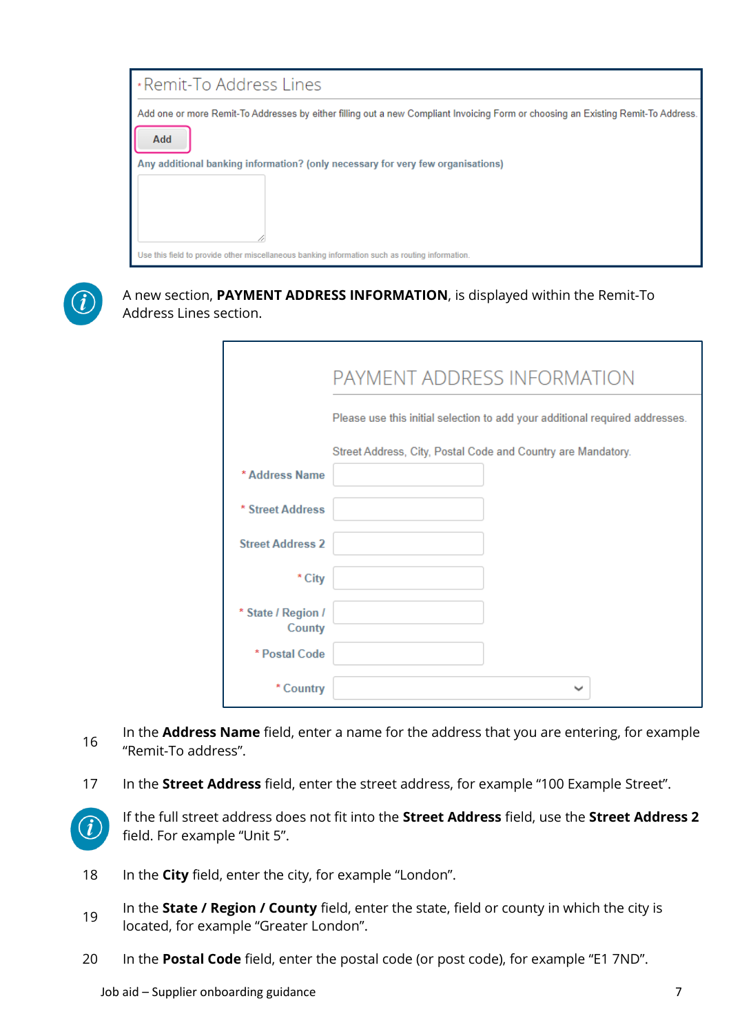·Remit-To Address Lines

Add one or more Remit-To Addresses by either filling out a new Compliant Invoicing Form or choosing an Existing Remit-To Address.

Add

Any additional banking information? (only necessary for very few organisations)

Use this field to provide other miscellaneous banking information such as routing information.

A new section, **PAYMENT ADDRESS INFORMATION**, is displayed within the Remit-To Address Lines section.

PAYMENT ADDRESS INFORMATION

Please use this initial selection to add your additional required addresses.

Street Address, City, Postal Code and Country are Mandatory.

* Address Name

* Street Address

Street Address 2

* City

* State / Region / County

* Postal Code

* Country

16 In the **Address Name** field, enter a name for the address that you are entering, for example "Remit-To address".

17 In the **Street Address** field, enter the street address, for example "100 Example Street".

If the full street address does not fit into the **Street Address** field, use the **Street Address 2** field. For example "Unit 5".

18 In the **City** field, enter the city, for example "London".

19 In the **State / Region / County** field, enter the state, field or county in which the city is located, for example "Greater London".

20 In the **Postal Code** field, enter the postal code (or post code), for example "E1 7ND".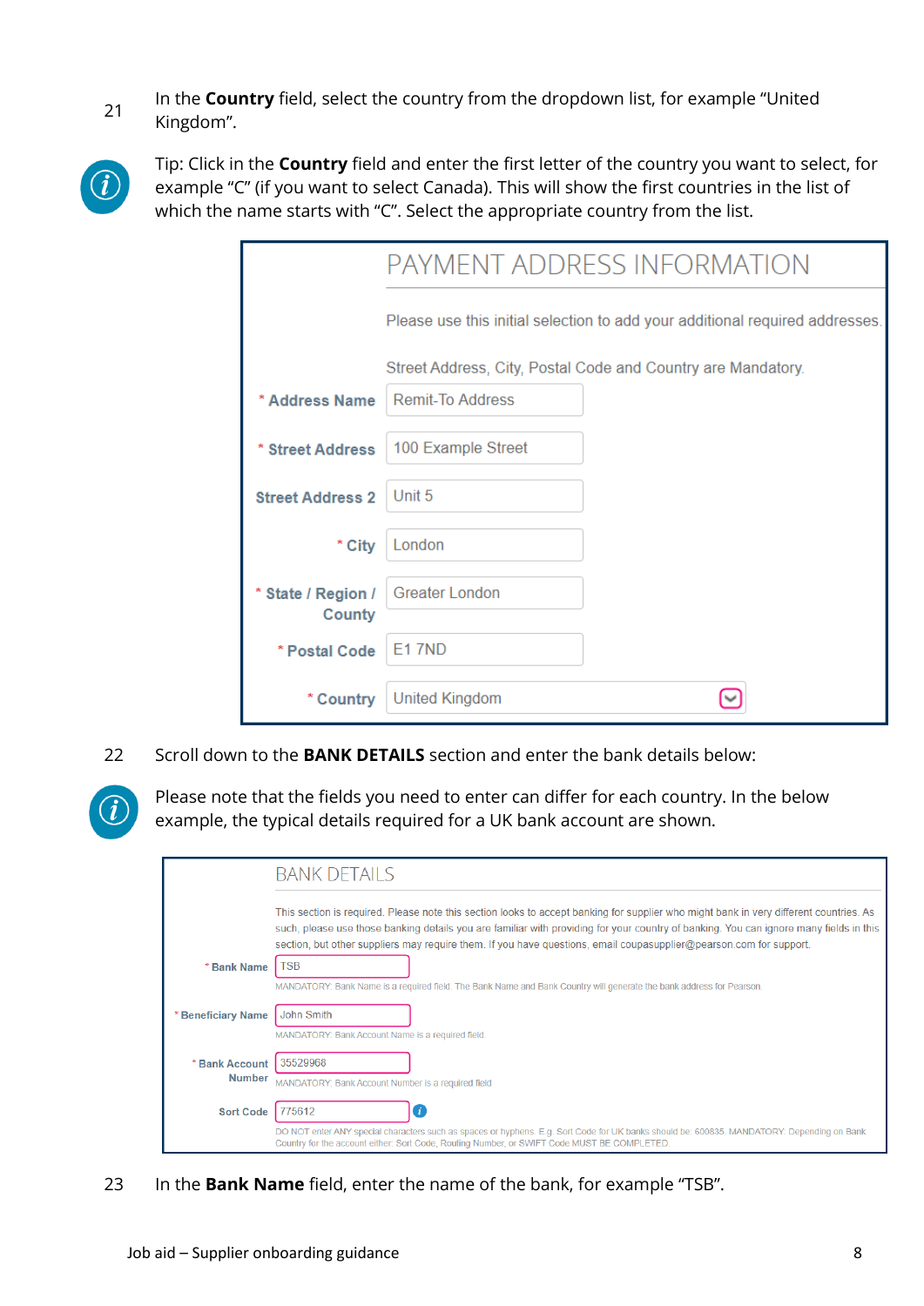21 In the **Country** field, select the country from the dropdown list, for example "United Kingdom".

Tip: Click in the **Country** field and enter the first letter of the country you want to select, for example "C" (if you want to select Canada). This will show the first countries in the list of which the name starts with "C". Select the appropriate country from the list.

PAYMENT ADDRESS INFORMATION

Please use this initial selection to add your additional required addresses.

Street Address, City, Postal Code and Country are Mandatory.

| Field | Value |
|---|---|
| * Address Name | Remit-To Address |
| * Street Address | 100 Example Street |
| Street Address 2 | Unit 5 |
| * City | London |
| * State / Region / County | Greater London |
| * Postal Code | E1 7ND |
| * Country | United Kingdom |

22 Scroll down to the **BANK DETAILS** section and enter the bank details below:

Please note that the fields you need to enter can differ for each country. In the below example, the typical details required for a UK bank account are shown.

BANK DETAILS

This section is required. Please note this section looks to accept banking for supplier who might bank in very different countries. As such, please use those banking details you are familiar with providing for your country of banking. You can ignore many fields in this section, but other suppliers may require them. If you have questions, email coupasupplier@pearson.com for support.

| Field | Value | Note |
|---|---|---|
| * Bank Name | TSB | MANDATORY: Bank Name is a required field. The Bank Name and Bank Country will generate the bank address for Pearson. |
| * Beneficiary Name | John Smith | MANDATORY: Bank Account Name is a required field. |
| * Bank Account Number | 35529968 | MANDATORY: Bank Account Number is a required field. |
| Sort Code | 775612 | DO NOT enter ANY special characters such as spaces or hyphens. E.g. Sort Code for UK banks should be: 600835. MANDATORY: Depending on Bank Country for the account either: Sort Code, Routing Number, or SWIFT Code MUST BE COMPLETED. |

23 In the **Bank Name** field, enter the name of the bank, for example "TSB".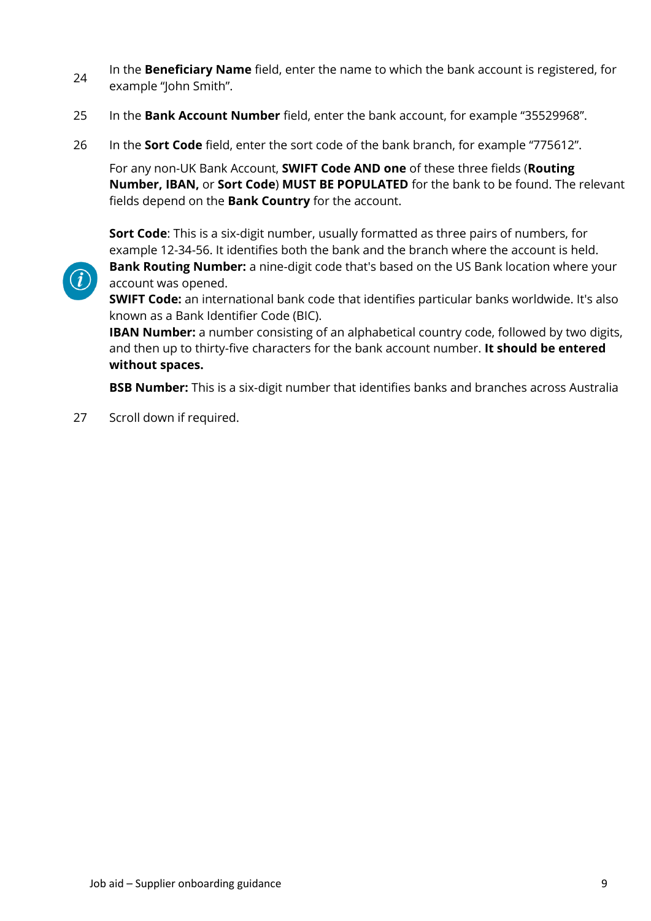24. In the **Beneficiary Name** field, enter the name to which the bank account is registered, for example "John Smith".

25. In the **Bank Account Number** field, enter the bank account, for example "35529968".

26. In the **Sort Code** field, enter the sort code of the bank branch, for example "775612".

    For any non-UK Bank Account, **SWIFT Code AND one** of these three fields (**Routing Number, IBAN,** or **Sort Code**) **MUST BE POPULATED** for the bank to be found. The relevant fields depend on the **Bank Country** for the account.

    **Sort Code**: This is a six-digit number, usually formatted as three pairs of numbers, for example 12-34-56. It identifies both the bank and the branch where the account is held.
    **Bank Routing Number:** a nine-digit code that's based on the US Bank location where your account was opened.
    **SWIFT Code:** an international bank code that identifies particular banks worldwide. It's also known as a Bank Identifier Code (BIC).
    **IBAN Number:** a number consisting of an alphabetical country code, followed by two digits, and then up to thirty-five characters for the bank account number. **It should be entered without spaces.**

    **BSB Number:** This is a six-digit number that identifies banks and branches across Australia

27. Scroll down if required.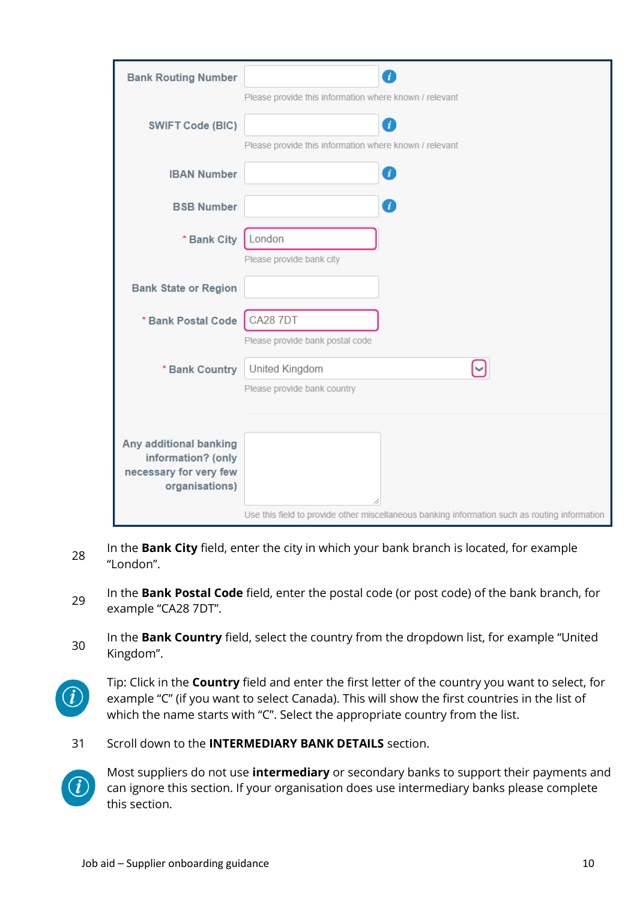| | |
|---|---|
| Bank Routing Number | Please provide this information where known / relevant |
| SWIFT Code (BIC) | Please provide this information where known / relevant |
| IBAN Number | |
| BSB Number | |
| * Bank City | London<br>Please provide bank city |
| Bank State or Region | |
| * Bank Postal Code | CA28 7DT<br>Please provide bank postal code |
| * Bank Country | United Kingdom<br>Please provide bank country |
| Any additional banking information? (only necessary for very few organisations) | Use this field to provide other miscellaneous banking information such as routing information |

28. In the **Bank City** field, enter the city in which your bank branch is located, for example "London".

29. In the **Bank Postal Code** field, enter the postal code (or post code) of the bank branch, for example "CA28 7DT".

30. In the **Bank Country** field, select the country from the dropdown list, for example "United Kingdom".

> Tip: Click in the **Country** field and enter the first letter of the country you want to select, for example "C" (if you want to select Canada). This will show the first countries in the list of which the name starts with "C". Select the appropriate country from the list.

31. Scroll down to the **INTERMEDIARY BANK DETAILS** section.

> Most suppliers do not use **intermediary** or secondary banks to support their payments and can ignore this section. If your organisation does use intermediary banks please complete this section.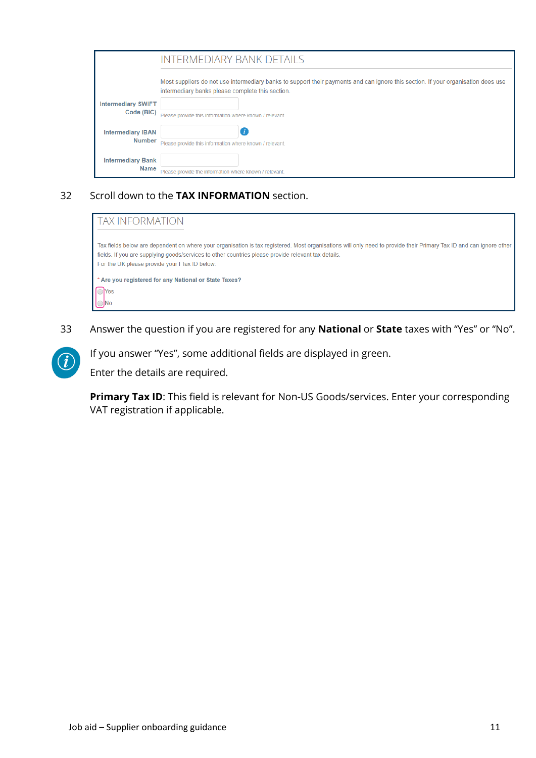INTERMEDIARY BANK DETAILS

Most suppliers do not use intermediary banks to support their payments and can ignore this section. If your organisation does use intermediary banks please complete this section.

Intermediary SWIFT Code (BIC)
Please provide this information where known / relevant.

Intermediary IBAN Number
Please provide this information where known / relevant.

Intermediary Bank Name
Please provide the information where known / relevant.

32 Scroll down to the **TAX INFORMATION** section.

TAX INFORMATION

Tax fields below are dependent on where your organisation is tax registered. Most organisations will only need to provide their Primary Tax ID and can ignore other fields. If you are supplying goods/services to other countries please provide relevant tax details.
For the UK please provide your I Tax ID below

* Are you registered for any National or State Taxes?
Yes
No

33 Answer the question if you are registered for any **National** or **State** taxes with "Yes" or "No".

If you answer "Yes", some additional fields are displayed in green.

Enter the details are required.

**Primary Tax ID**: This field is relevant for Non-US Goods/services. Enter your corresponding VAT registration if applicable.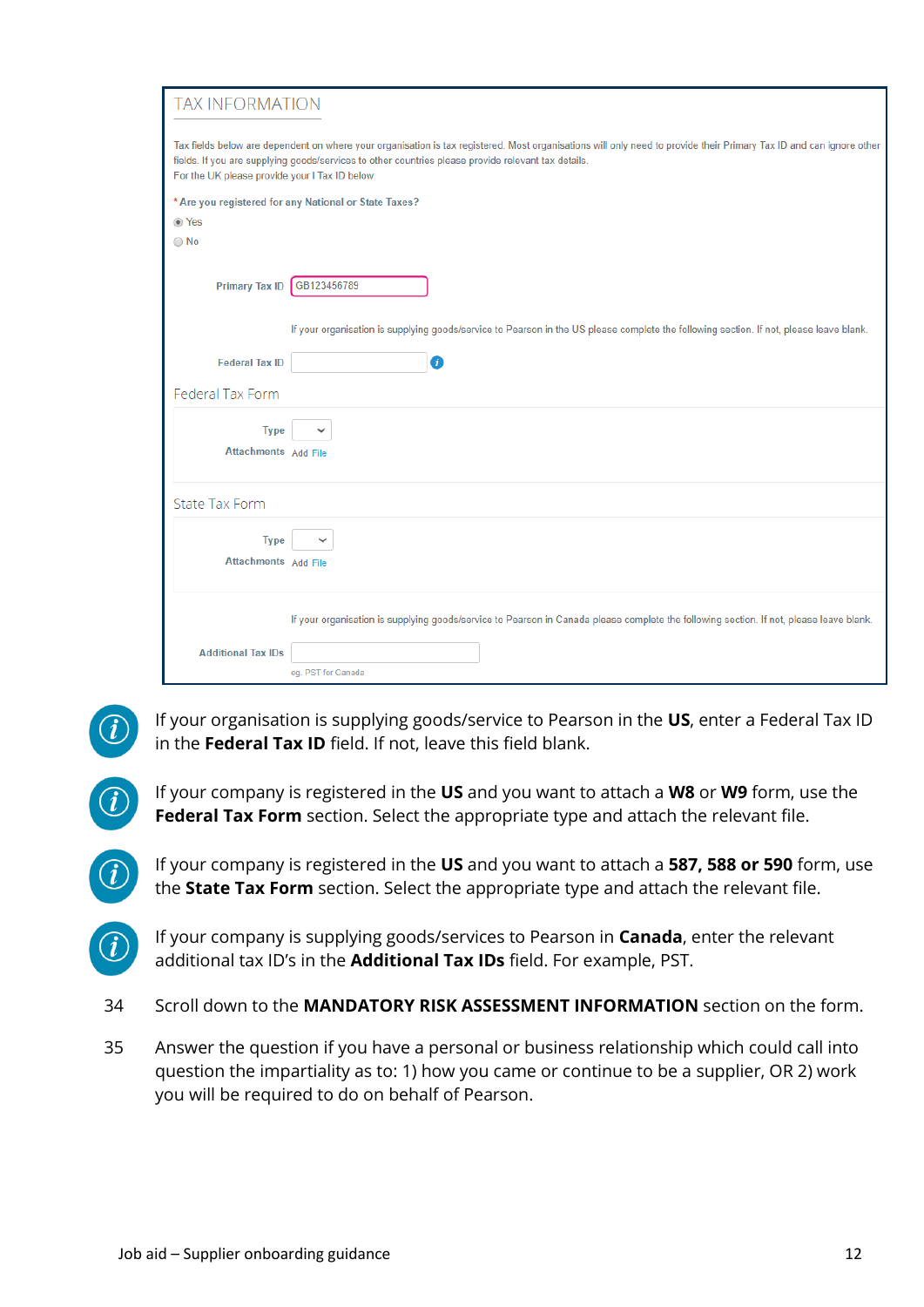## TAX INFORMATION

Tax fields below are dependent on where your organisation is tax registered. Most organisations will only need to provide their Primary Tax ID and can ignore other fields. If you are supplying goods/services to other countries please provide relevant tax details.
For the UK please provide your I Tax ID below

\* Are you registered for any National or State Taxes?

- ◉ Yes
- ◯ No

Primary Tax ID: GB123456789

If your organisation is supplying goods/service to Pearson in the US please complete the following section. If not, please leave blank.

Federal Tax ID:

### Federal Tax Form

Type:

Attachments: Add File

### State Tax Form

Type:

Attachments: Add File

If your organisation is supplying goods/service to Pearson in Canada please complete the following section. If not, please leave blank.

Additional Tax IDs:

eg. PST for Canada

---

If your organisation is supplying goods/service to Pearson in the **US**, enter a Federal Tax ID in the **Federal Tax ID** field. If not, leave this field blank.

If your company is registered in the **US** and you want to attach a **W8** or **W9** form, use the **Federal Tax Form** section. Select the appropriate type and attach the relevant file.

If your company is registered in the **US** and you want to attach a **587, 588 or 590** form, use the **State Tax Form** section. Select the appropriate type and attach the relevant file.

If your company is supplying goods/services to Pearson in **Canada**, enter the relevant additional tax ID's in the **Additional Tax IDs** field. For example, PST.

34. Scroll down to the **MANDATORY RISK ASSESSMENT INFORMATION** section on the form.
35. Answer the question if you have a personal or business relationship which could call into question the impartiality as to: 1) how you came or continue to be a supplier, OR 2) work you will be required to do on behalf of Pearson.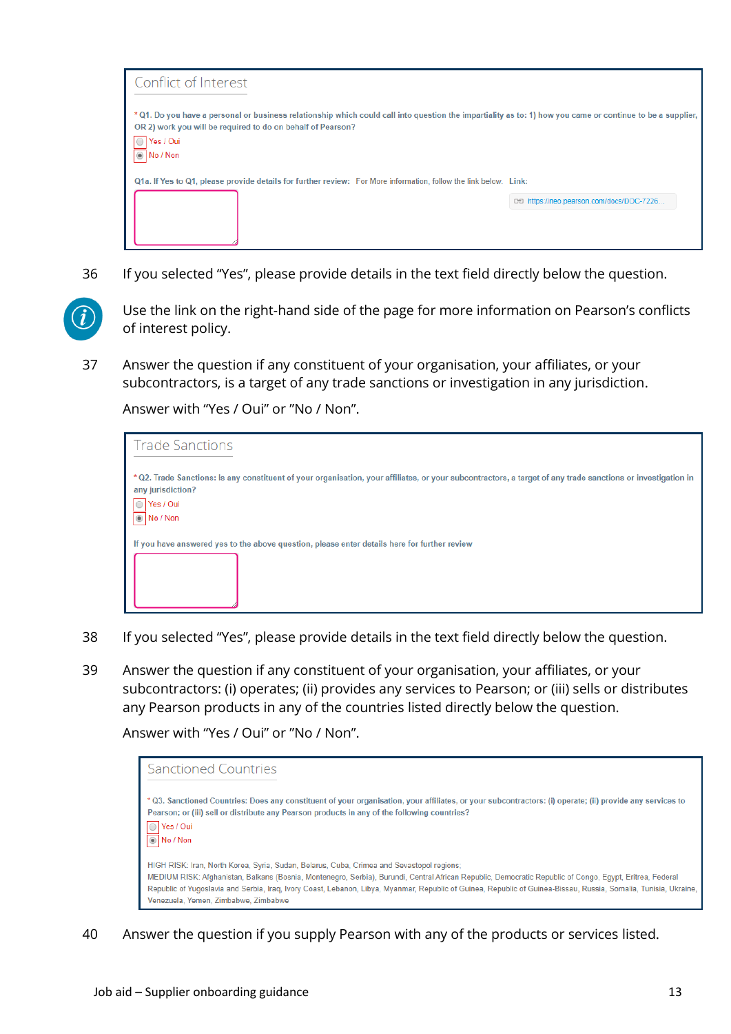**Conflict of Interest**

* Q1. Do you have a personal or business relationship which could call into question the impartiality as to: 1) how you came or continue to be a supplier, OR 2) work you will be required to do on behalf of Pearson?

- Yes / Oui
- No / Non

Q1a. If Yes to Q1, please provide details for further review: For More information, follow the link below. Link:

https://neo.pearson.com/docs/DOC-7226...

36 If you selected "Yes", please provide details in the text field directly below the question.

Use the link on the right-hand side of the page for more information on Pearson's conflicts of interest policy.

37 Answer the question if any constituent of your organisation, your affiliates, or your subcontractors, is a target of any trade sanctions or investigation in any jurisdiction.

Answer with "Yes / Oui" or "No / Non".

**Trade Sanctions**

* Q2. Trade Sanctions: Is any constituent of your organisation, your affiliates, or your subcontractors, a target of any trade sanctions or investigation in any jurisdiction?

- Yes / Oui
- No / Non

If you have answered yes to the above question, please enter details here for further review

38 If you selected "Yes", please provide details in the text field directly below the question.

39 Answer the question if any constituent of your organisation, your affiliates, or your subcontractors: (i) operates; (ii) provides any services to Pearson; or (iii) sells or distributes any Pearson products in any of the countries listed directly below the question.

Answer with "Yes / Oui" or "No / Non".

**Sanctioned Countries**

* Q3. Sanctioned Countries: Does any constituent of your organisation, your affiliates, or your subcontractors: (i) operate; (ii) provide any services to Pearson; or (iii) sell or distribute any Pearson products in any of the following countries?

- Yes / Oui
- No / Non

HIGH RISK: Iran, North Korea, Syria, Sudan, Belarus, Cuba, Crimea and Sevastopol regions;
MEDIUM RISK: Afghanistan, Balkans (Bosnia, Montenegro, Serbia), Burundi, Central African Republic, Democratic Republic of Congo, Egypt, Eritrea, Federal Republic of Yugoslavia and Serbia, Iraq, Ivory Coast, Lebanon, Libya, Myanmar, Republic of Guinea, Republic of Guinea-Bissau, Russia, Somalia, Tunisia, Ukraine, Venezuela, Yemen, Zimbabwe, Zimbabwe

40 Answer the question if you supply Pearson with any of the products or services listed.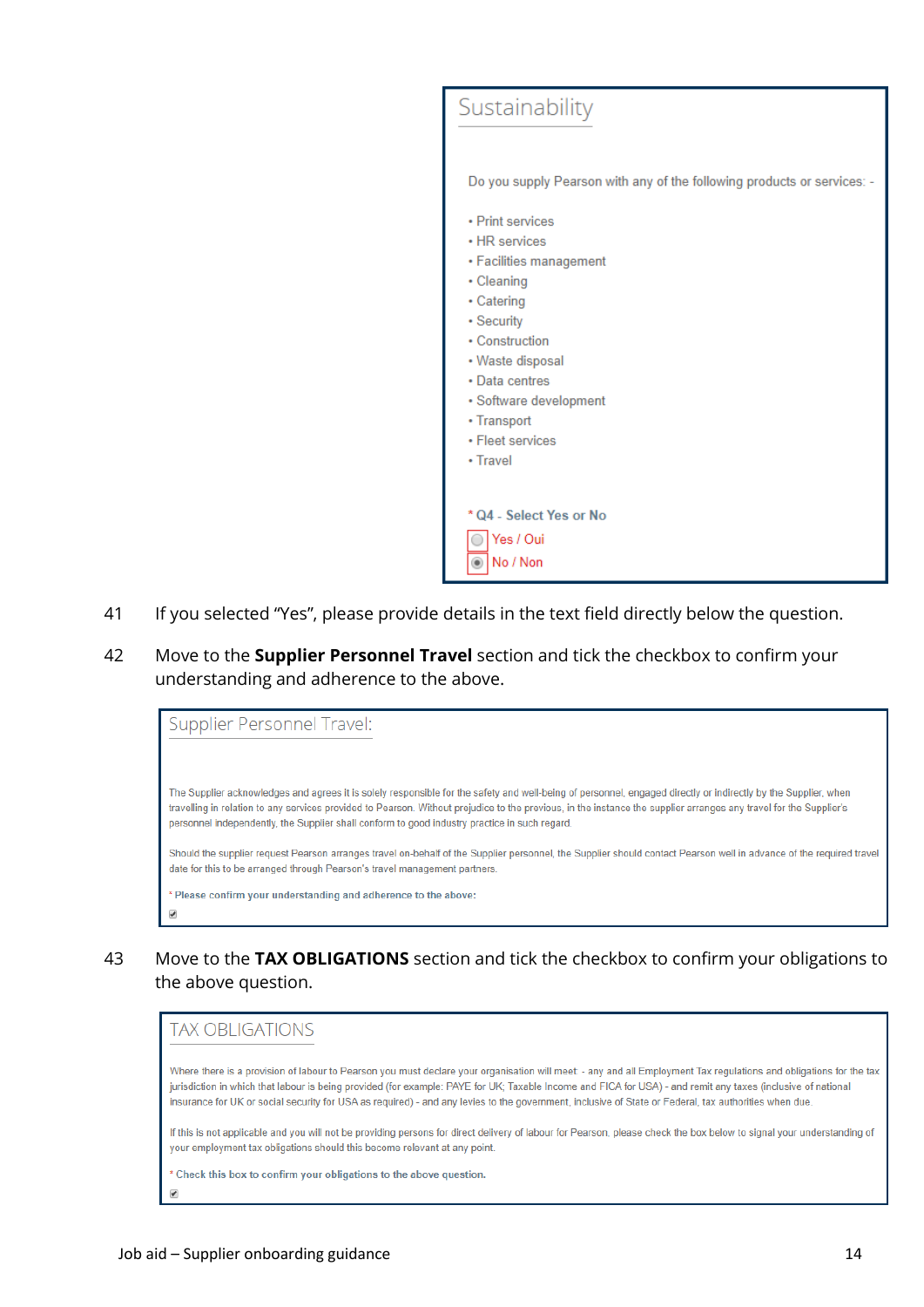## Sustainability

Do you supply Pearson with any of the following products or services: -

- Print services
- HR services
- Facilities management
- Cleaning
- Catering
- Security
- Construction
- Waste disposal
- Data centres
- Software development
- Transport
- Fleet services
- Travel

* Q4 - Select Yes or No

- ○ Yes / Oui
- ◉ No / Non

41 If you selected "Yes", please provide details in the text field directly below the question.

42 Move to the **Supplier Personnel Travel** section and tick the checkbox to confirm your understanding and adherence to the above.

## Supplier Personnel Travel:

The Supplier acknowledges and agrees it is solely responsible for the safety and well-being of personnel, engaged directly or indirectly by the Supplier, when travelling in relation to any services provided to Pearson. Without prejudice to the previous, in the instance the supplier arranges any travel for the Supplier's personnel independently, the Supplier shall conform to good industry practice in such regard.

Should the supplier request Pearson arranges travel on-behalf of the Supplier personnel, the Supplier should contact Pearson well in advance of the required travel date for this to be arranged through Pearson's travel management partners.

* Please confirm your understanding and adherence to the above:

☑

43 Move to the **TAX OBLIGATIONS** section and tick the checkbox to confirm your obligations to the above question.

## TAX OBLIGATIONS

Where there is a provision of labour to Pearson you must declare your organisation will meet - any and all Employment Tax regulations and obligations for the tax jurisdiction in which that labour is being provided (for example: PAYE for UK; Taxable Income and FICA for USA) - and remit any taxes (inclusive of national insurance for UK or social security for USA as required) - and any levies to the government, inclusive of State or Federal, tax authorities when due.

If this is not applicable and you will not be providing persons for direct delivery of labour for Pearson, please check the box below to signal your understanding of your employment tax obligations should this become relevant at any point.

* Check this box to confirm your obligations to the above question.

☑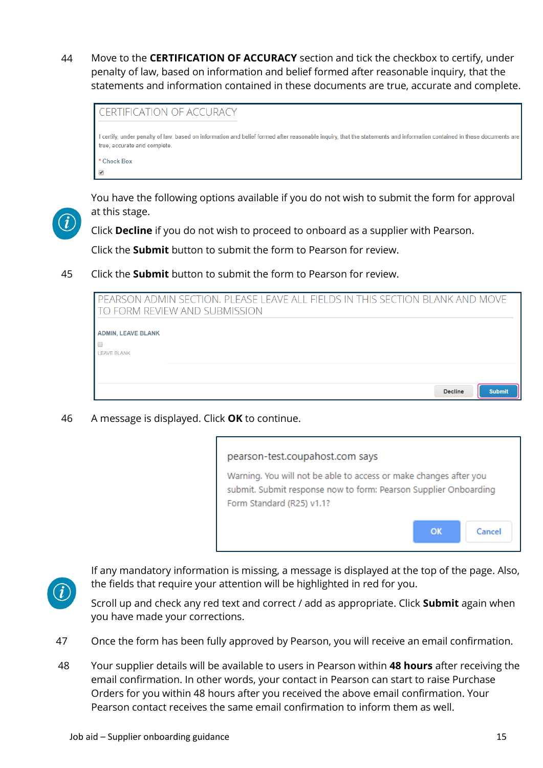44 Move to the **CERTIFICATION OF ACCURACY** section and tick the checkbox to certify, under penalty of law, based on information and belief formed after reasonable inquiry, that the statements and information contained in these documents are true, accurate and complete.

CERTIFICATION OF ACCURACY

I certify, under penalty of law, based on information and belief formed after reasonable inquiry, that the statements and information contained in these documents are true, accurate and complete.

* Check Box

You have the following options available if you do not wish to submit the form for approval at this stage.

Click **Decline** if you do not wish to proceed to onboard as a supplier with Pearson.

Click the **Submit** button to submit the form to Pearson for review.

45 Click the **Submit** button to submit the form to Pearson for review.

PEARSON ADMIN SECTION. PLEASE LEAVE ALL FIELDS IN THIS SECTION BLANK AND MOVE TO FORM REVIEW AND SUBMISSION

ADMIN, LEAVE BLANK

LEAVE BLANK

Decline Submit

46 A message is displayed. Click **OK** to continue.

pearson-test.coupahost.com says

Warning. You will not be able to access or make changes after you submit. Submit response now to form: Pearson Supplier Onboarding Form Standard (R25) v1.1?

OK Cancel

If any mandatory information is missing, a message is displayed at the top of the page. Also, the fields that require your attention will be highlighted in red for you.

Scroll up and check any red text and correct / add as appropriate. Click **Submit** again when you have made your corrections.

47 Once the form has been fully approved by Pearson, you will receive an email confirmation.

48 Your supplier details will be available to users in Pearson within **48 hours** after receiving the email confirmation. In other words, your contact in Pearson can start to raise Purchase Orders for you within 48 hours after you received the above email confirmation. Your Pearson contact receives the same email confirmation to inform them as well.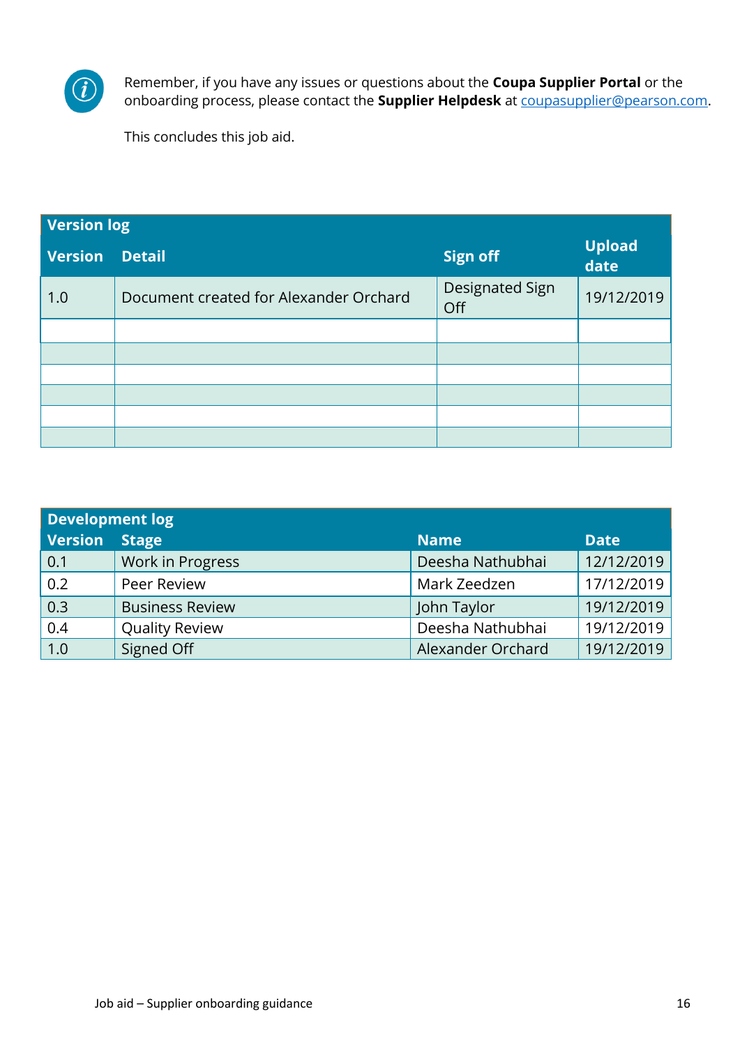Remember, if you have any issues or questions about the **Coupa Supplier Portal** or the onboarding process, please contact the **Supplier Helpdesk** at coupasupplier@pearson.com.

This concludes this job aid.

| Version log | | | |
|---|---|---|---|
| **Version** | **Detail** | **Sign off** | **Upload date** |
| 1.0 | Document created for Alexander Orchard | Designated Sign Off | 19/12/2019 |
| | | | |
| | | | |
| | | | |
| | | | |
| | | | |
| | | | |

| Development log | | | |
|---|---|---|---|
| **Version** | **Stage** | **Name** | **Date** |
| 0.1 | Work in Progress | Deesha Nathubhai | 12/12/2019 |
| 0.2 | Peer Review | Mark Zeedzen | 17/12/2019 |
| 0.3 | Business Review | John Taylor | 19/12/2019 |
| 0.4 | Quality Review | Deesha Nathubhai | 19/12/2019 |
| 1.0 | Signed Off | Alexander Orchard | 19/12/2019 |